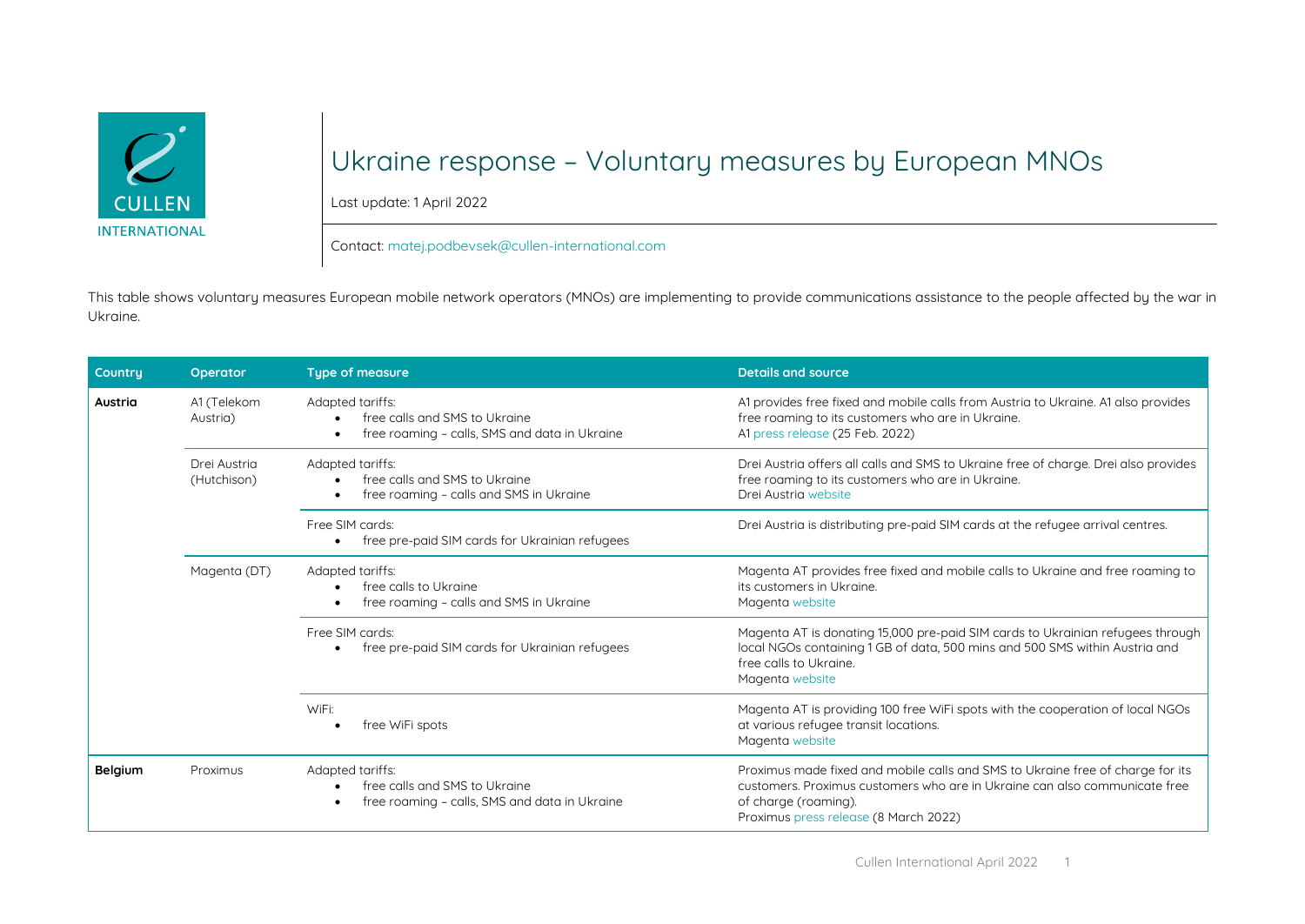# Ukraine response – Voluntary measures by European MNOs

Last update: 1 April 2022

Contact: matej.podbevsek@cullen-international.com

This table shows voluntary measures European mobile network operators (MNOs) are implementing to provide communications assistance to the people affected by the war in Ukraine.

| Country | Operator | Type of measure | Details and source |
|---|---|---|---|
| **Austria** | A1 (Telekom Austria) | Adapted tariffs:<br>• free calls and SMS to Ukraine<br>• free roaming – calls, SMS and data in Ukraine | A1 provides free fixed and mobile calls from Austria to Ukraine. A1 also provides free roaming to its customers who are in Ukraine.<br>A1 press release (25 Feb. 2022) |
| | Drei Austria (Hutchison) | Adapted tariffs:<br>• free calls and SMS to Ukraine<br>• free roaming – calls and SMS in Ukraine | Drei Austria offers all calls and SMS to Ukraine free of charge. Drei also provides free roaming to its customers who are in Ukraine.<br>Drei Austria website |
| | | Free SIM cards:<br>• free pre-paid SIM cards for Ukrainian refugees | Drei Austria is distributing pre-paid SIM cards at the refugee arrival centres. |
| | Magenta (DT) | Adapted tariffs:<br>• free calls to Ukraine<br>• free roaming – calls and SMS in Ukraine | Magenta AT provides free fixed and mobile calls to Ukraine and free roaming to its customers in Ukraine.<br>Magenta website |
| | | Free SIM cards:<br>• free pre-paid SIM cards for Ukrainian refugees | Magenta AT is donating 15,000 pre-paid SIM cards to Ukrainian refugees through local NGOs containing 1 GB of data, 500 mins and 500 SMS within Austria and free calls to Ukraine.<br>Magenta website |
| | | WiFi:<br>• free WiFi spots | Magenta AT is providing 100 free WiFi spots with the cooperation of local NGOs at various refugee transit locations.<br>Magenta website |
| **Belgium** | Proximus | Adapted tariffs:<br>• free calls and SMS to Ukraine<br>• free roaming – calls, SMS and data in Ukraine | Proximus made fixed and mobile calls and SMS to Ukraine free of charge for its customers. Proximus customers who are in Ukraine can also communicate free of charge (roaming).<br>Proximus press release (8 March 2022) |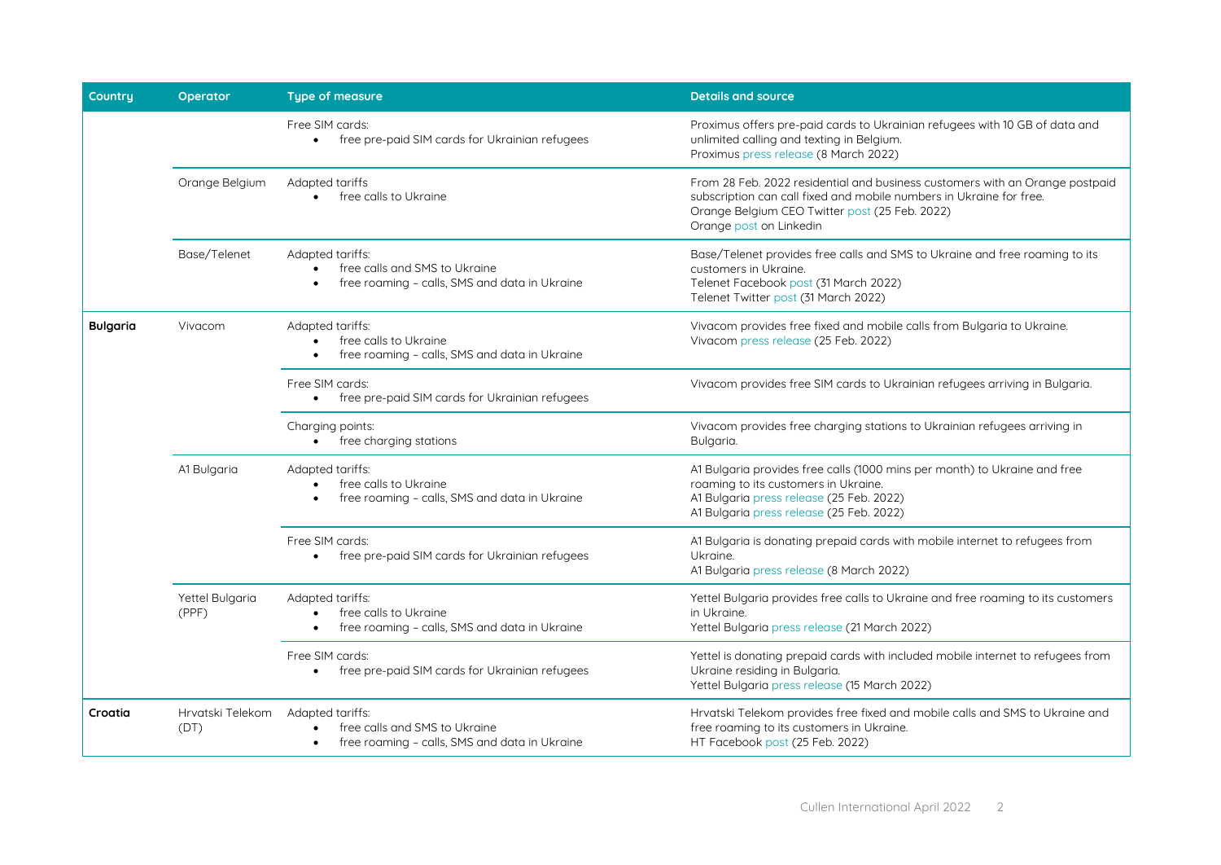| Country | Operator | Type of measure | Details and source |
|---|---|---|---|
| | | Free SIM cards:<br>• free pre-paid SIM cards for Ukrainian refugees | Proximus offers pre-paid cards to Ukrainian refugees with 10 GB of data and unlimited calling and texting in Belgium.<br>Proximus press release (8 March 2022) |
| | Orange Belgium | Adapted tariffs<br>• free calls to Ukraine | From 28 Feb. 2022 residential and business customers with an Orange postpaid subscription can call fixed and mobile numbers in Ukraine for free.<br>Orange Belgium CEO Twitter post (25 Feb. 2022)<br>Orange post on Linkedin |
| | Base/Telenet | Adapted tariffs:<br>• free calls and SMS to Ukraine<br>• free roaming – calls, SMS and data in Ukraine | Base/Telenet provides free calls and SMS to Ukraine and free roaming to its customers in Ukraine.<br>Telenet Facebook post (31 March 2022)<br>Telenet Twitter post (31 March 2022) |
| **Bulgaria** | Vivacom | Adapted tariffs:<br>• free calls to Ukraine<br>• free roaming – calls, SMS and data in Ukraine | Vivacom provides free fixed and mobile calls from Bulgaria to Ukraine.<br>Vivacom press release (25 Feb. 2022) |
| | | Free SIM cards:<br>• free pre-paid SIM cards for Ukrainian refugees | Vivacom provides free SIM cards to Ukrainian refugees arriving in Bulgaria. |
| | | Charging points:<br>• free charging stations | Vivacom provides free charging stations to Ukrainian refugees arriving in Bulgaria. |
| | A1 Bulgaria | Adapted tariffs:<br>• free calls to Ukraine<br>• free roaming – calls, SMS and data in Ukraine | A1 Bulgaria provides free calls (1000 mins per month) to Ukraine and free roaming to its customers in Ukraine.<br>A1 Bulgaria press release (25 Feb. 2022)<br>A1 Bulgaria press release (25 Feb. 2022) |
| | | Free SIM cards:<br>• free pre-paid SIM cards for Ukrainian refugees | A1 Bulgaria is donating prepaid cards with mobile internet to refugees from Ukraine.<br>A1 Bulgaria press release (8 March 2022) |
| | Yettel Bulgaria (PPF) | Adapted tariffs:<br>• free calls to Ukraine<br>• free roaming – calls, SMS and data in Ukraine | Yettel Bulgaria provides free calls to Ukraine and free roaming to its customers in Ukraine.<br>Yettel Bulgaria press release (21 March 2022) |
| | | Free SIM cards:<br>• free pre-paid SIM cards for Ukrainian refugees | Yettel is donating prepaid cards with included mobile internet to refugees from Ukraine residing in Bulgaria.<br>Yettel Bulgaria press release (15 March 2022) |
| **Croatia** | Hrvatski Telekom (DT) | Adapted tariffs:<br>• free calls and SMS to Ukraine<br>• free roaming – calls, SMS and data in Ukraine | Hrvatski Telekom provides free fixed and mobile calls and SMS to Ukraine and free roaming to its customers in Ukraine.<br>HT Facebook post (25 Feb. 2022) |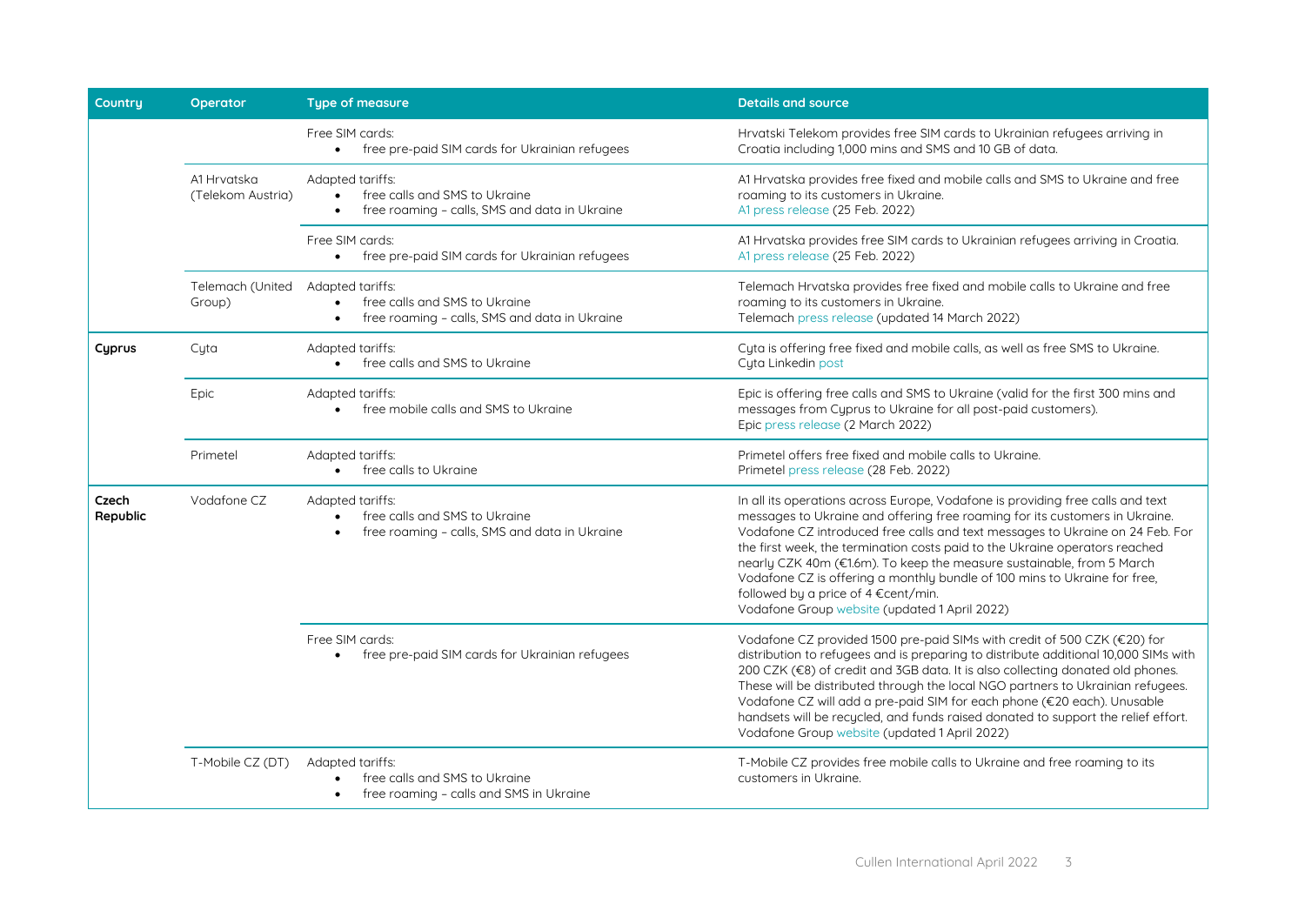| Country | Operator | Type of measure | Details and source |
|---|---|---|---|
| | | Free SIM cards: <br>• free pre-paid SIM cards for Ukrainian refugees | Hrvatski Telekom provides free SIM cards to Ukrainian refugees arriving in Croatia including 1,000 mins and SMS and 10 GB of data. |
| | A1 Hrvatska (Telekom Austria) | Adapted tariffs: <br>• free calls and SMS to Ukraine <br>• free roaming – calls, SMS and data in Ukraine | A1 Hrvatska provides free fixed and mobile calls and SMS to Ukraine and free roaming to its customers in Ukraine. <br>A1 press release (25 Feb. 2022) |
| | | Free SIM cards: <br>• free pre-paid SIM cards for Ukrainian refugees | A1 Hrvatska provides free SIM cards to Ukrainian refugees arriving in Croatia. <br>A1 press release (25 Feb. 2022) |
| | Telemach (United Group) | Adapted tariffs: <br>• free calls and SMS to Ukraine <br>• free roaming – calls, SMS and data in Ukraine | Telemach Hrvatska provides free fixed and mobile calls to Ukraine and free roaming to its customers in Ukraine. <br>Telemach press release (updated 14 March 2022) |
| **Cyprus** | Cyta | Adapted tariffs: <br>• free calls and SMS to Ukraine | Cyta is offering free fixed and mobile calls, as well as free SMS to Ukraine. <br>Cyta Linkedin post |
| | Epic | Adapted tariffs: <br>• free mobile calls and SMS to Ukraine | Epic is offering free calls and SMS to Ukraine (valid for the first 300 mins and messages from Cyprus to Ukraine for all post-paid customers). <br>Epic press release (2 March 2022) |
| | Primetel | Adapted tariffs: <br>• free calls to Ukraine | Primetel offers free fixed and mobile calls to Ukraine. <br>Primetel press release (28 Feb. 2022) |
| **Czech Republic** | Vodafone CZ | Adapted tariffs: <br>• free calls and SMS to Ukraine <br>• free roaming – calls, SMS and data in Ukraine | In all its operations across Europe, Vodafone is providing free calls and text messages to Ukraine and offering free roaming for its customers in Ukraine. Vodafone CZ introduced free calls and text messages to Ukraine on 24 Feb. For the first week, the termination costs paid to the Ukraine operators reached nearly CZK 40m (€1.6m). To keep the measure sustainable, from 5 March Vodafone CZ is offering a monthly bundle of 100 mins to Ukraine for free, followed by a price of 4 €cent/min. <br>Vodafone Group website (updated 1 April 2022) |
| | | Free SIM cards: <br>• free pre-paid SIM cards for Ukrainian refugees | Vodafone CZ provided 1500 pre-paid SIMs with credit of 500 CZK (€20) for distribution to refugees and is preparing to distribute additional 10,000 SIMs with 200 CZK (€8) of credit and 3GB data. It is also collecting donated old phones. These will be distributed through the local NGO partners to Ukrainian refugees. Vodafone CZ will add a pre-paid SIM for each phone (€20 each). Unusable handsets will be recycled, and funds raised donated to support the relief effort. <br>Vodafone Group website (updated 1 April 2022) |
| | T-Mobile CZ (DT) | Adapted tariffs: <br>• free calls and SMS to Ukraine <br>• free roaming – calls and SMS in Ukraine | T-Mobile CZ provides free mobile calls to Ukraine and free roaming to its customers in Ukraine. |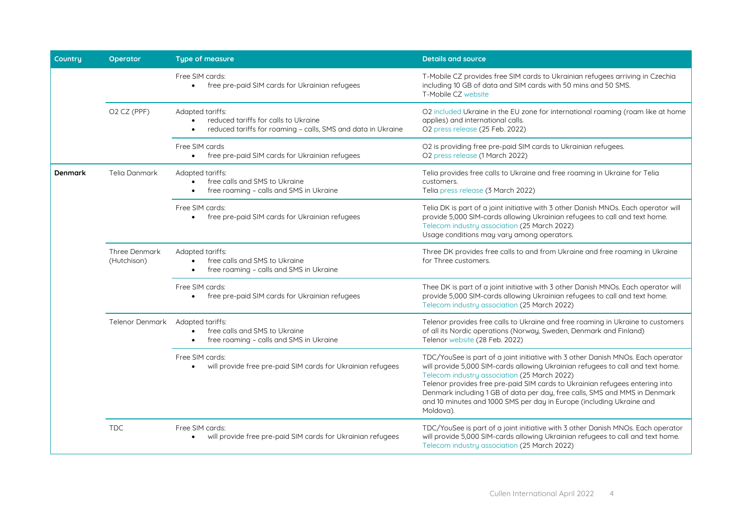| Country | Operator | Type of measure | Details and source |
|---|---|---|---|
| | | Free SIM cards:<br>• free pre-paid SIM cards for Ukrainian refugees | T-Mobile CZ provides free SIM cards to Ukrainian refugees arriving in Czechia including 10 GB of data and SIM cards with 50 mins and 50 SMS.<br>T-Mobile CZ website |
| | O2 CZ (PPF) | Adapted tariffs:<br>• reduced tariffs for calls to Ukraine<br>• reduced tariffs for roaming – calls, SMS and data in Ukraine | O2 included Ukraine in the EU zone for international roaming (roam like at home applies) and international calls.<br>O2 press release (25 Feb. 2022) |
| | | Free SIM cards<br>• free pre-paid SIM cards for Ukrainian refugees | O2 is providing free pre-paid SIM cards to Ukrainian refugees.<br>O2 press release (1 March 2022) |
| **Denmark** | Telia Danmark | Adapted tariffs:<br>• free calls and SMS to Ukraine<br>• free roaming – calls and SMS in Ukraine | Telia provides free calls to Ukraine and free roaming in Ukraine for Telia customers.<br>Telia press release (3 March 2022) |
| | | Free SIM cards:<br>• free pre-paid SIM cards for Ukrainian refugees | Telia DK is part of a joint initiative with 3 other Danish MNOs. Each operator will provide 5,000 SIM-cards allowing Ukrainian refugees to call and text home.<br>Telecom industry association (25 March 2022)<br>Usage conditions may vary among operators. |
| | Three Denmark (Hutchison) | Adapted tariffs:<br>• free calls and SMS to Ukraine<br>• free roaming – calls and SMS in Ukraine | Three DK provides free calls to and from Ukraine and free roaming in Ukraine for Three customers. |
| | | Free SIM cards:<br>• free pre-paid SIM cards for Ukrainian refugees | Thee DK is part of a joint initiative with 3 other Danish MNOs. Each operator will provide 5,000 SIM-cards allowing Ukrainian refugees to call and text home.<br>Telecom industry association (25 March 2022) |
| | Telenor Denmark | Adapted tariffs:<br>• free calls and SMS to Ukraine<br>• free roaming – calls and SMS in Ukraine | Telenor provides free calls to Ukraine and free roaming in Ukraine to customers of all its Nordic operations (Norway, Sweden, Denmark and Finland)<br>Telenor website (28 Feb. 2022) |
| | | Free SIM cards:<br>• will provide free pre-paid SIM cards for Ukrainian refugees | TDC/YouSee is part of a joint initiative with 3 other Danish MNOs. Each operator will provide 5,000 SIM-cards allowing Ukrainian refugees to call and text home.<br>Telecom industry association (25 March 2022)<br>Telenor provides free pre-paid SIM cards to Ukrainian refugees entering into Denmark including 1 GB of data per day, free calls, SMS and MMS in Denmark and 10 minutes and 1000 SMS per day in Europe (including Ukraine and Moldova). |
| | TDC | Free SIM cards:<br>• will provide free pre-paid SIM cards for Ukrainian refugees | TDC/YouSee is part of a joint initiative with 3 other Danish MNOs. Each operator will provide 5,000 SIM-cards allowing Ukrainian refugees to call and text home.<br>Telecom industry association (25 March 2022) |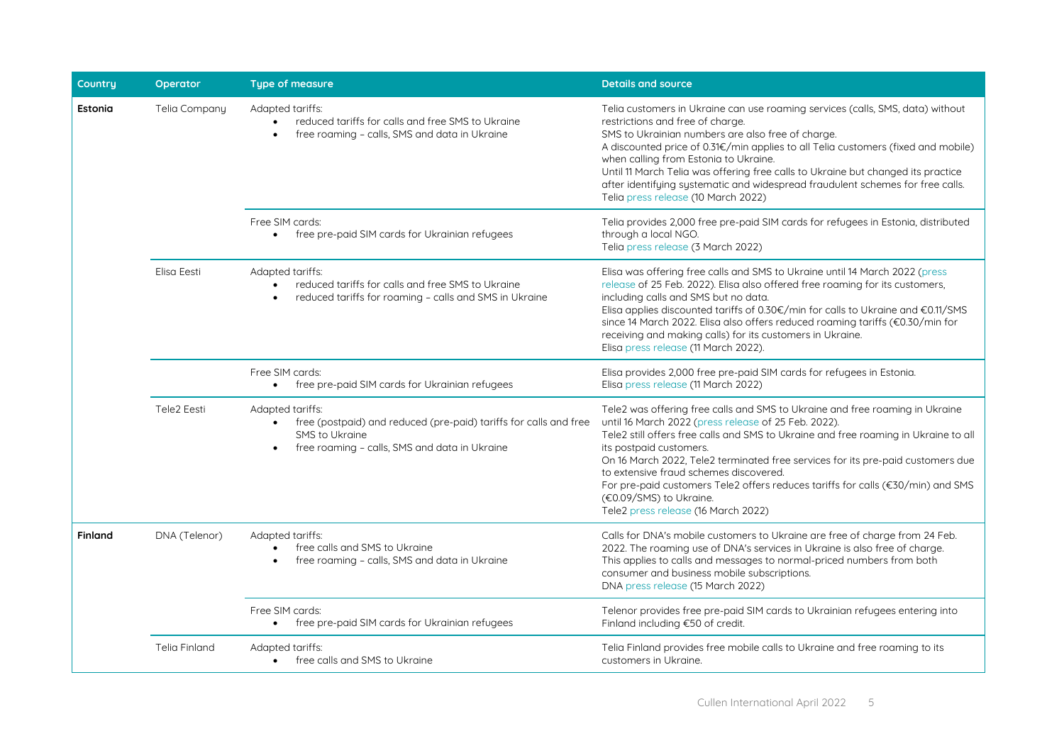| Country | Operator | Type of measure | Details and source |
|---|---|---|---|
| **Estonia** | Telia Company | Adapted tariffs:<br>• reduced tariffs for calls and free SMS to Ukraine<br>• free roaming - calls, SMS and data in Ukraine | Telia customers in Ukraine can use roaming services (calls, SMS, data) without restrictions and free of charge.<br>SMS to Ukrainian numbers are also free of charge.<br>A discounted price of 0.31€/min applies to all Telia customers (fixed and mobile) when calling from Estonia to Ukraine.<br>Until 11 March Telia was offering free calls to Ukraine but changed its practice after identifying systematic and widespread fraudulent schemes for free calls.<br>Telia press release (10 March 2022) |
| | | Free SIM cards:<br>• free pre-paid SIM cards for Ukrainian refugees | Telia provides 2,000 free pre-paid SIM cards for refugees in Estonia, distributed through a local NGO.<br>Telia press release (3 March 2022) |
| | Elisa Eesti | Adapted tariffs:<br>• reduced tariffs for calls and free SMS to Ukraine<br>• reduced tariffs for roaming - calls and SMS in Ukraine | Elisa was offering free calls and SMS to Ukraine until 14 March 2022 (press release of 25 Feb. 2022). Elisa also offered free roaming for its customers, including calls and SMS but no data.<br>Elisa applies discounted tariffs of 0.30€/min for calls to Ukraine and €0.11/SMS since 14 March 2022. Elisa also offers reduced roaming tariffs (€0.30/min for receiving and making calls) for its customers in Ukraine.<br>Elisa press release (11 March 2022). |
| | | Free SIM cards:<br>• free pre-paid SIM cards for Ukrainian refugees | Elisa provides 2,000 free pre-paid SIM cards for refugees in Estonia.<br>Elisa press release (11 March 2022) |
| | Tele2 Eesti | Adapted tariffs:<br>• free (postpaid) and reduced (pre-paid) tariffs for calls and free SMS to Ukraine<br>• free roaming - calls, SMS and data in Ukraine | Tele2 was offering free calls and SMS to Ukraine and free roaming in Ukraine until 16 March 2022 (press release of 25 Feb. 2022).<br>Tele2 still offers free calls and SMS to Ukraine and free roaming in Ukraine to all its postpaid customers.<br>On 16 March 2022, Tele2 terminated free services for its pre-paid customers due to extensive fraud schemes discovered.<br>For pre-paid customers Tele2 offers reduces tariffs for calls (€30/min) and SMS (€0.09/SMS) to Ukraine.<br>Tele2 press release (16 March 2022) |
| **Finland** | DNA (Telenor) | Adapted tariffs:<br>• free calls and SMS to Ukraine<br>• free roaming - calls, SMS and data in Ukraine | Calls for DNA's mobile customers to Ukraine are free of charge from 24 Feb. 2022. The roaming use of DNA's services in Ukraine is also free of charge. This applies to calls and messages to normal-priced numbers from both consumer and business mobile subscriptions.<br>DNA press release (15 March 2022) |
| | | Free SIM cards:<br>• free pre-paid SIM cards for Ukrainian refugees | Telenor provides free pre-paid SIM cards to Ukrainian refugees entering into Finland including €50 of credit. |
| | Telia Finland | Adapted tariffs:<br>• free calls and SMS to Ukraine | Telia Finland provides free mobile calls to Ukraine and free roaming to its customers in Ukraine. |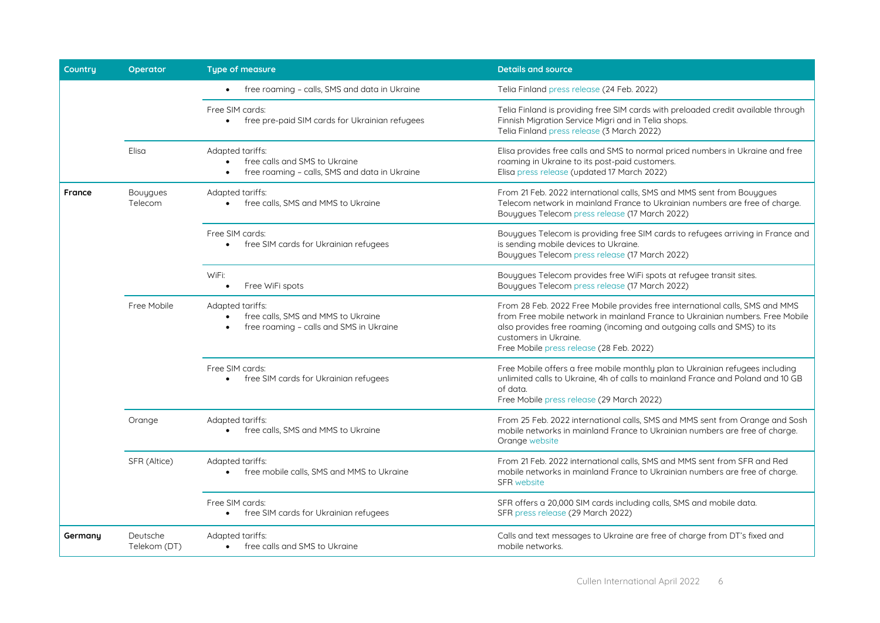| Country | Operator | Type of measure | Details and source |
|---|---|---|---|
| | | • free roaming – calls, SMS and data in Ukraine | Telia Finland press release (24 Feb. 2022) |
| | | Free SIM cards:<br>• free pre-paid SIM cards for Ukrainian refugees | Telia Finland is providing free SIM cards with preloaded credit available through Finnish Migration Service Migri and in Telia shops.<br>Telia Finland press release (3 March 2022) |
| | Elisa | Adapted tariffs:<br>• free calls and SMS to Ukraine<br>• free roaming – calls, SMS and data in Ukraine | Elisa provides free calls and SMS to normal priced numbers in Ukraine and free roaming in Ukraine to its post-paid customers.<br>Elisa press release (updated 17 March 2022) |
| **France** | Bouygues Telecom | Adapted tariffs:<br>• free calls, SMS and MMS to Ukraine | From 21 Feb. 2022 international calls, SMS and MMS sent from Bouygues Telecom network in mainland France to Ukrainian numbers are free of charge.<br>Bouygues Telecom press release (17 March 2022) |
| | | Free SIM cards:<br>• free SIM cards for Ukrainian refugees | Bouygues Telecom is providing free SIM cards to refugees arriving in France and is sending mobile devices to Ukraine.<br>Bouygues Telecom press release (17 March 2022) |
| | | WiFi:<br>• Free WiFi spots | Bouygues Telecom provides free WiFi spots at refugee transit sites.<br>Bouygues Telecom press release (17 March 2022) |
| | Free Mobile | Adapted tariffs:<br>• free calls, SMS and MMS to Ukraine<br>• free roaming – calls and SMS in Ukraine | From 28 Feb. 2022 Free Mobile provides free international calls, SMS and MMS from Free mobile network in mainland France to Ukrainian numbers. Free Mobile also provides free roaming (incoming and outgoing calls and SMS) to its customers in Ukraine.<br>Free Mobile press release (28 Feb. 2022) |
| | | Free SIM cards:<br>• free SIM cards for Ukrainian refugees | Free Mobile offers a free mobile monthly plan to Ukrainian refugees including unlimited calls to Ukraine, 4h of calls to mainland France and Poland and 10 GB of data.<br>Free Mobile press release (29 March 2022) |
| | Orange | Adapted tariffs:<br>• free calls, SMS and MMS to Ukraine | From 25 Feb. 2022 international calls, SMS and MMS sent from Orange and Sosh mobile networks in mainland France to Ukrainian numbers are free of charge.<br>Orange website |
| | SFR (Altice) | Adapted tariffs:<br>• free mobile calls, SMS and MMS to Ukraine | From 21 Feb. 2022 international calls, SMS and MMS sent from SFR and Red mobile networks in mainland France to Ukrainian numbers are free of charge.<br>SFR website |
| | | Free SIM cards:<br>• free SIM cards for Ukrainian refugees | SFR offers a 20,000 SIM cards including calls, SMS and mobile data.<br>SFR press release (29 March 2022) |
| **Germany** | Deutsche Telekom (DT) | Adapted tariffs:<br>• free calls and SMS to Ukraine | Calls and text messages to Ukraine are free of charge from DT's fixed and mobile networks. |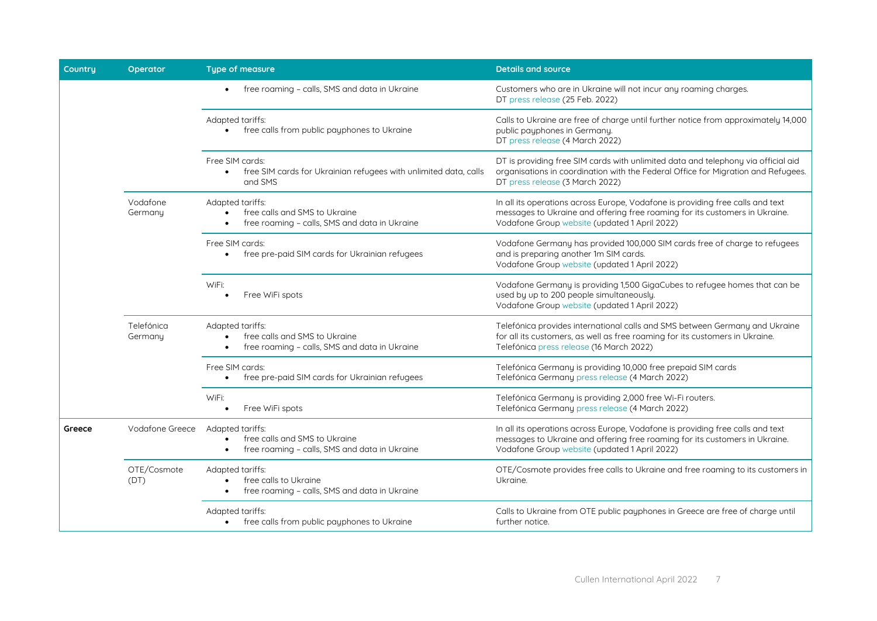| Country | Operator | Type of measure | Details and source |
|---|---|---|---|
| | | • free roaming – calls, SMS and data in Ukraine | Customers who are in Ukraine will not incur any roaming charges.<br>DT press release (25 Feb. 2022) |
| | | Adapted tariffs:<br>• free calls from public payphones to Ukraine | Calls to Ukraine are free of charge until further notice from approximately 14,000 public payphones in Germany.<br>DT press release (4 March 2022) |
| | | Free SIM cards:<br>• free SIM cards for Ukrainian refugees with unlimited data, calls and SMS | DT is providing free SIM cards with unlimited data and telephony via official aid organisations in coordination with the Federal Office for Migration and Refugees.<br>DT press release (3 March 2022) |
| | Vodafone Germany | Adapted tariffs:<br>• free calls and SMS to Ukraine<br>• free roaming – calls, SMS and data in Ukraine | In all its operations across Europe, Vodafone is providing free calls and text messages to Ukraine and offering free roaming for its customers in Ukraine.<br>Vodafone Group website (updated 1 April 2022) |
| | | Free SIM cards:<br>• free pre-paid SIM cards for Ukrainian refugees | Vodafone Germany has provided 100,000 SIM cards free of charge to refugees and is preparing another 1m SIM cards.<br>Vodafone Group website (updated 1 April 2022) |
| | | WiFi:<br>• Free WiFi spots | Vodafone Germany is providing 1,500 GigaCubes to refugee homes that can be used by up to 200 people simultaneously.<br>Vodafone Group website (updated 1 April 2022) |
| | Telefónica Germany | Adapted tariffs:<br>• free calls and SMS to Ukraine<br>• free roaming – calls, SMS and data in Ukraine | Telefónica provides international calls and SMS between Germany and Ukraine for all its customers, as well as free roaming for its customers in Ukraine.<br>Telefónica press release (16 March 2022) |
| | | Free SIM cards:<br>• free pre-paid SIM cards for Ukrainian refugees | Telefónica Germany is providing 10,000 free prepaid SIM cards<br>Telefónica Germany press release (4 March 2022) |
| | | WiFi:<br>• Free WiFi spots | Telefónica Germany is providing 2,000 free Wi-Fi routers.<br>Telefónica Germany press release (4 March 2022) |
| **Greece** | Vodafone Greece | Adapted tariffs:<br>• free calls and SMS to Ukraine<br>• free roaming – calls, SMS and data in Ukraine | In all its operations across Europe, Vodafone is providing free calls and text messages to Ukraine and offering free roaming for its customers in Ukraine.<br>Vodafone Group website (updated 1 April 2022) |
| | OTE/Cosmote (DT) | Adapted tariffs:<br>• free calls to Ukraine<br>• free roaming – calls, SMS and data in Ukraine | OTE/Cosmote provides free calls to Ukraine and free roaming to its customers in Ukraine. |
| | | Adapted tariffs:<br>• free calls from public payphones to Ukraine | Calls to Ukraine from OTE public payphones in Greece are free of charge until further notice. |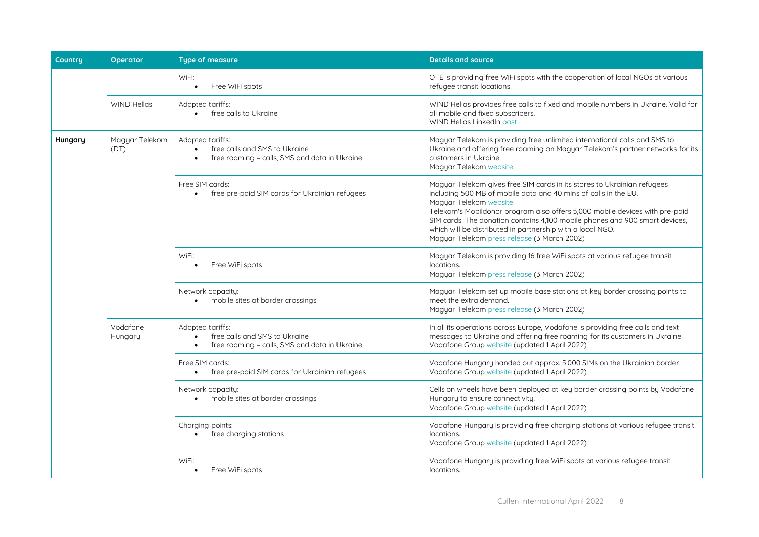| Country | Operator | Type of measure | Details and source |
|---|---|---|---|
| | | WiFi:<br>• Free WiFi spots | OTE is providing free WiFi spots with the cooperation of local NGOs at various refugee transit locations. |
| | WIND Hellas | Adapted tariffs:<br>• free calls to Ukraine | WIND Hellas provides free calls to fixed and mobile numbers in Ukraine. Valid for all mobile and fixed subscribers.<br>WIND Hellas LinkedIn post |
| **Hungary** | Magyar Telekom (DT) | Adapted tariffs:<br>• free calls and SMS to Ukraine<br>• free roaming – calls, SMS and data in Ukraine | Magyar Telekom is providing free unlimited international calls and SMS to Ukraine and offering free roaming on Magyar Telekom's partner networks for its customers in Ukraine.<br>Magyar Telekom website |
| | | Free SIM cards:<br>• free pre-paid SIM cards for Ukrainian refugees | Magyar Telekom gives free SIM cards in its stores to Ukrainian refugees including 500 MB of mobile data and 40 mins of calls in the EU.<br>Magyar Telekom website<br>Telekom's Mobildonor program also offers 5,000 mobile devices with pre-paid SIM cards. The donation contains 4,100 mobile phones and 900 smart devices, which will be distributed in partnership with a local NGO.<br>Magyar Telekom press release (3 March 2002) |
| | | WiFi:<br>• Free WiFi spots | Magyar Telekom is providing 16 free WiFi spots at various refugee transit locations.<br>Magyar Telekom press release (3 March 2002) |
| | | Network capacity:<br>• mobile sites at border crossings | Magyar Telekom set up mobile base stations at key border crossing points to meet the extra demand.<br>Magyar Telekom press release (3 March 2002) |
| | Vodafone Hungary | Adapted tariffs:<br>• free calls and SMS to Ukraine<br>• free roaming – calls, SMS and data in Ukraine | In all its operations across Europe, Vodafone is providing free calls and text messages to Ukraine and offering free roaming for its customers in Ukraine.<br>Vodafone Group website (updated 1 April 2022) |
| | | Free SIM cards:<br>• free pre-paid SIM cards for Ukrainian refugees | Vodafone Hungary handed out approx. 5,000 SIMs on the Ukrainian border.<br>Vodafone Group website (updated 1 April 2022) |
| | | Network capacity:<br>• mobile sites at border crossings | Cells on wheels have been deployed at key border crossing points by Vodafone Hungary to ensure connectivity.<br>Vodafone Group website (updated 1 April 2022) |
| | | Charging points:<br>• free charging stations | Vodafone Hungary is providing free charging stations at various refugee transit locations.<br>Vodafone Group website (updated 1 April 2022) |
| | | WiFi:<br>• Free WiFi spots | Vodafone Hungary is providing free WiFi spots at various refugee transit locations. |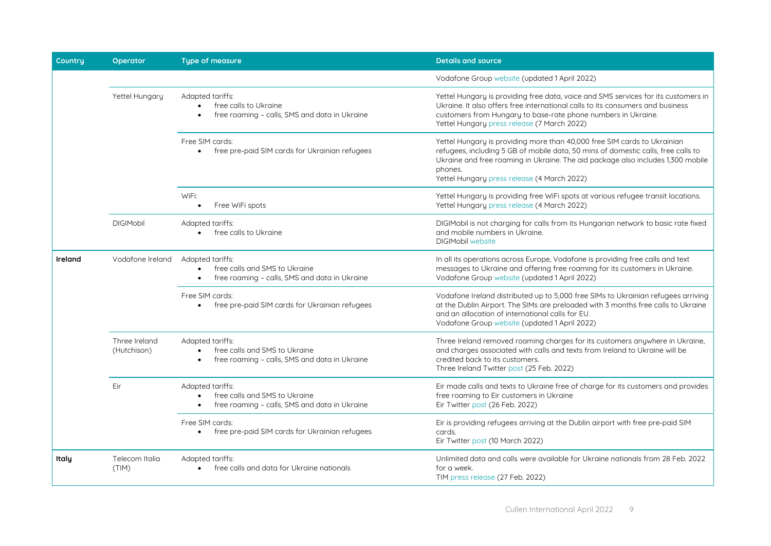| Country | Operator | Type of measure | Details and source |
|---|---|---|---|
| | | | Vodafone Group website (updated 1 April 2022) |
| | Yettel Hungary | Adapted tariffs:<br>• free calls to Ukraine<br>• free roaming – calls, SMS and data in Ukraine | Yettel Hungary is providing free data, voice and SMS services for its customers in Ukraine. It also offers free international calls to its consumers and business customers from Hungary to base-rate phone numbers in Ukraine.<br>Yettel Hungary press release (7 March 2022) |
| | | Free SIM cards:<br>• free pre-paid SIM cards for Ukrainian refugees | Yettel Hungary is providing more than 40,000 free SIM cards to Ukrainian refugees, including 5 GB of mobile data, 50 mins of domestic calls, free calls to Ukraine and free roaming in Ukraine. The aid package also includes 1,300 mobile phones.<br>Yettel Hungary press release (4 March 2022) |
| | | WiFi:<br>• Free WiFi spots | Yettel Hungary is providing free WiFi spots at various refugee transit locations.<br>Yettel Hungary press release (4 March 2022) |
| | DIGIMobil | Adapted tariffs:<br>• free calls to Ukraine | DIGIMobil is not charging for calls from its Hungarian network to basic rate fixed and mobile numbers in Ukraine.<br>DIGIMobil website |
| **Ireland** | Vodafone Ireland | Adapted tariffs:<br>• free calls and SMS to Ukraine<br>• free roaming – calls, SMS and data in Ukraine | In all its operations across Europe, Vodafone is providing free calls and text messages to Ukraine and offering free roaming for its customers in Ukraine.<br>Vodafone Group website (updated 1 April 2022) |
| | | Free SIM cards:<br>• free pre-paid SIM cards for Ukrainian refugees | Vodafone Ireland distributed up to 5,000 free SIMs to Ukrainian refugees arriving at the Dublin Airport. The SIMs are preloaded with 3 months free calls to Ukraine and an allocation of international calls for EU.<br>Vodafone Group website (updated 1 April 2022) |
| | Three Ireland (Hutchison) | Adapted tariffs:<br>• free calls and SMS to Ukraine<br>• free roaming – calls, SMS and data in Ukraine | Three Ireland removed roaming charges for its customers anywhere in Ukraine, and charges associated with calls and texts from Ireland to Ukraine will be credited back to its customers.<br>Three Ireland Twitter post (25 Feb. 2022) |
| | Eir | Adapted tariffs:<br>• free calls and SMS to Ukraine<br>• free roaming – calls, SMS and data in Ukraine | Eir made calls and texts to Ukraine free of charge for its customers and provides free roaming to Eir customers in Ukraine<br>Eir Twitter post (26 Feb. 2022) |
| | | Free SIM cards:<br>• free pre-paid SIM cards for Ukrainian refugees | Eir is providing refugees arriving at the Dublin airport with free pre-paid SIM cards.<br>Eir Twitter post (10 March 2022) |
| **Italy** | Telecom Italia (TIM) | Adapted tariffs:<br>• free calls and data for Ukraine nationals | Unlimited data and calls were available for Ukraine nationals from 28 Feb. 2022 for a week.<br>TIM press release (27 Feb. 2022) |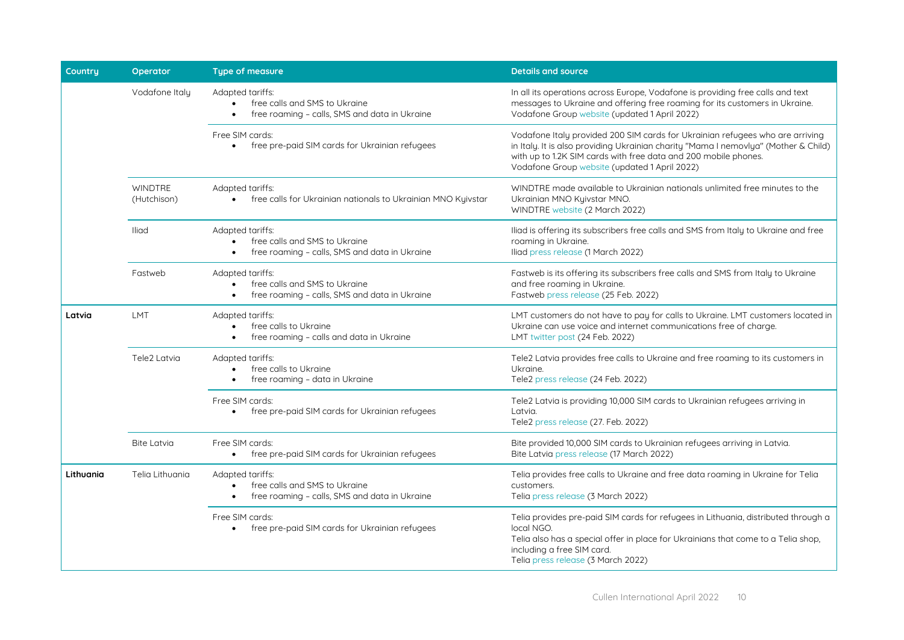| Country | Operator | Type of measure | Details and source |
|---|---|---|---|
| | Vodafone Italy | Adapted tariffs:<br>• free calls and SMS to Ukraine<br>• free roaming – calls, SMS and data in Ukraine | In all its operations across Europe, Vodafone is providing free calls and text messages to Ukraine and offering free roaming for its customers in Ukraine.<br>Vodafone Group website (updated 1 April 2022) |
| | | Free SIM cards:<br>• free pre-paid SIM cards for Ukrainian refugees | Vodafone Italy provided 200 SIM cards for Ukrainian refugees who are arriving in Italy. It is also providing Ukrainian charity "Mama I nemovlya" (Mother & Child) with up to 1.2K SIM cards with free data and 200 mobile phones.<br>Vodafone Group website (updated 1 April 2022) |
| | WINDTRE (Hutchison) | Adapted tariffs:<br>• free calls for Ukrainian nationals to Ukrainian MNO Kyivstar | WINDTRE made available to Ukrainian nationals unlimited free minutes to the Ukrainian MNO Kyivstar MNO.<br>WINDTRE website (2 March 2022) |
| | Iliad | Adapted tariffs:<br>• free calls and SMS to Ukraine<br>• free roaming – calls, SMS and data in Ukraine | Iliad is offering its subscribers free calls and SMS from Italy to Ukraine and free roaming in Ukraine.<br>Iliad press release (1 March 2022) |
| | Fastweb | Adapted tariffs:<br>• free calls and SMS to Ukraine<br>• free roaming – calls, SMS and data in Ukraine | Fastweb is its offering its subscribers free calls and SMS from Italy to Ukraine and free roaming in Ukraine.<br>Fastweb press release (25 Feb. 2022) |
| **Latvia** | LMT | Adapted tariffs:<br>• free calls to Ukraine<br>• free roaming – calls and data in Ukraine | LMT customers do not have to pay for calls to Ukraine. LMT customers located in Ukraine can use voice and internet communications free of charge.<br>LMT twitter post (24 Feb. 2022) |
| | Tele2 Latvia | Adapted tariffs:<br>• free calls to Ukraine<br>• free roaming – data in Ukraine | Tele2 Latvia provides free calls to Ukraine and free roaming to its customers in Ukraine.<br>Tele2 press release (24 Feb. 2022) |
| | | Free SIM cards:<br>• free pre-paid SIM cards for Ukrainian refugees | Tele2 Latvia is providing 10,000 SIM cards to Ukrainian refugees arriving in Latvia.<br>Tele2 press release (27. Feb. 2022) |
| | Bite Latvia | Free SIM cards:<br>• free pre-paid SIM cards for Ukrainian refugees | Bite provided 10,000 SIM cards to Ukrainian refugees arriving in Latvia.<br>Bite Latvia press release (17 March 2022) |
| **Lithuania** | Telia Lithuania | Adapted tariffs:<br>• free calls and SMS to Ukraine<br>• free roaming – calls, SMS and data in Ukraine | Telia provides free calls to Ukraine and free data roaming in Ukraine for Telia customers.<br>Telia press release (3 March 2022) |
| | | Free SIM cards:<br>• free pre-paid SIM cards for Ukrainian refugees | Telia provides pre-paid SIM cards for refugees in Lithuania, distributed through a local NGO.<br>Telia also has a special offer in place for Ukrainians that come to a Telia shop, including a free SIM card.<br>Telia press release (3 March 2022) |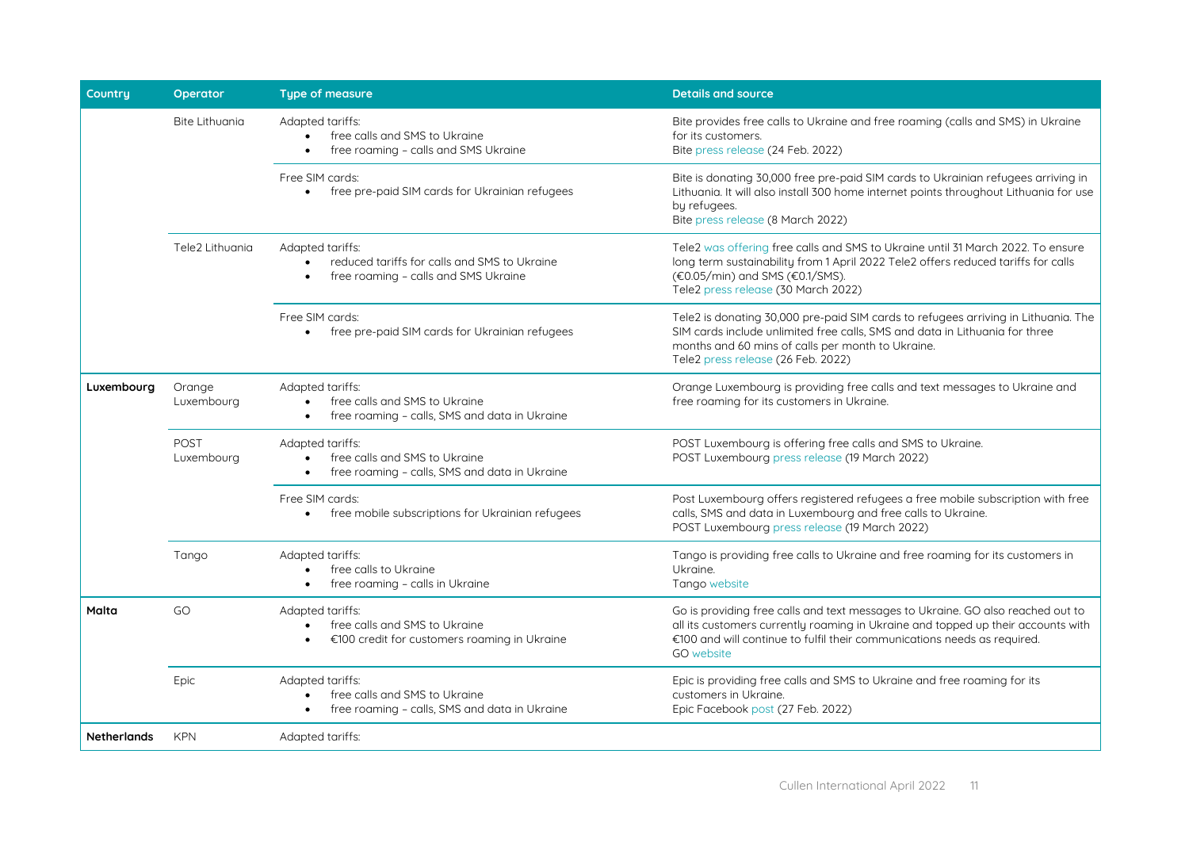| Country | Operator | Type of measure | Details and source |
|---|---|---|---|
| | Bite Lithuania | Adapted tariffs:<br>• free calls and SMS to Ukraine<br>• free roaming – calls and SMS Ukraine | Bite provides free calls to Ukraine and free roaming (calls and SMS) in Ukraine for its customers.<br>Bite press release (24 Feb. 2022) |
| | | Free SIM cards:<br>• free pre-paid SIM cards for Ukrainian refugees | Bite is donating 30,000 free pre-paid SIM cards to Ukrainian refugees arriving in Lithuania. It will also install 300 home internet points throughout Lithuania for use by refugees.<br>Bite press release (8 March 2022) |
| | Tele2 Lithuania | Adapted tariffs:<br>• reduced tariffs for calls and SMS to Ukraine<br>• free roaming – calls and SMS Ukraine | Tele2 was offering free calls and SMS to Ukraine until 31 March 2022. To ensure long term sustainability from 1 April 2022 Tele2 offers reduced tariffs for calls (€0.05/min) and SMS (€0.1/SMS).<br>Tele2 press release (30 March 2022) |
| | | Free SIM cards:<br>• free pre-paid SIM cards for Ukrainian refugees | Tele2 is donating 30,000 pre-paid SIM cards to refugees arriving in Lithuania. The SIM cards include unlimited free calls, SMS and data in Lithuania for three months and 60 mins of calls per month to Ukraine.<br>Tele2 press release (26 Feb. 2022) |
| **Luxembourg** | Orange Luxembourg | Adapted tariffs:<br>• free calls and SMS to Ukraine<br>• free roaming – calls, SMS and data in Ukraine | Orange Luxembourg is providing free calls and text messages to Ukraine and free roaming for its customers in Ukraine. |
| | POST Luxembourg | Adapted tariffs:<br>• free calls and SMS to Ukraine<br>• free roaming – calls, SMS and data in Ukraine | POST Luxembourg is offering free calls and SMS to Ukraine.<br>POST Luxembourg press release (19 March 2022) |
| | | Free SIM cards:<br>• free mobile subscriptions for Ukrainian refugees | Post Luxembourg offers registered refugees a free mobile subscription with free calls, SMS and data in Luxembourg and free calls to Ukraine.<br>POST Luxembourg press release (19 March 2022) |
| | Tango | Adapted tariffs:<br>• free calls to Ukraine<br>• free roaming – calls in Ukraine | Tango is providing free calls to Ukraine and free roaming for its customers in Ukraine.<br>Tango website |
| **Malta** | GO | Adapted tariffs:<br>• free calls and SMS to Ukraine<br>• €100 credit for customers roaming in Ukraine | Go is providing free calls and text messages to Ukraine. GO also reached out to all its customers currently roaming in Ukraine and topped up their accounts with €100 and will continue to fulfil their communications needs as required.<br>GO website |
| | Epic | Adapted tariffs:<br>• free calls and SMS to Ukraine<br>• free roaming – calls, SMS and data in Ukraine | Epic is providing free calls and SMS to Ukraine and free roaming for its customers in Ukraine.<br>Epic Facebook post (27 Feb. 2022) |
| **Netherlands** | KPN | Adapted tariffs: | |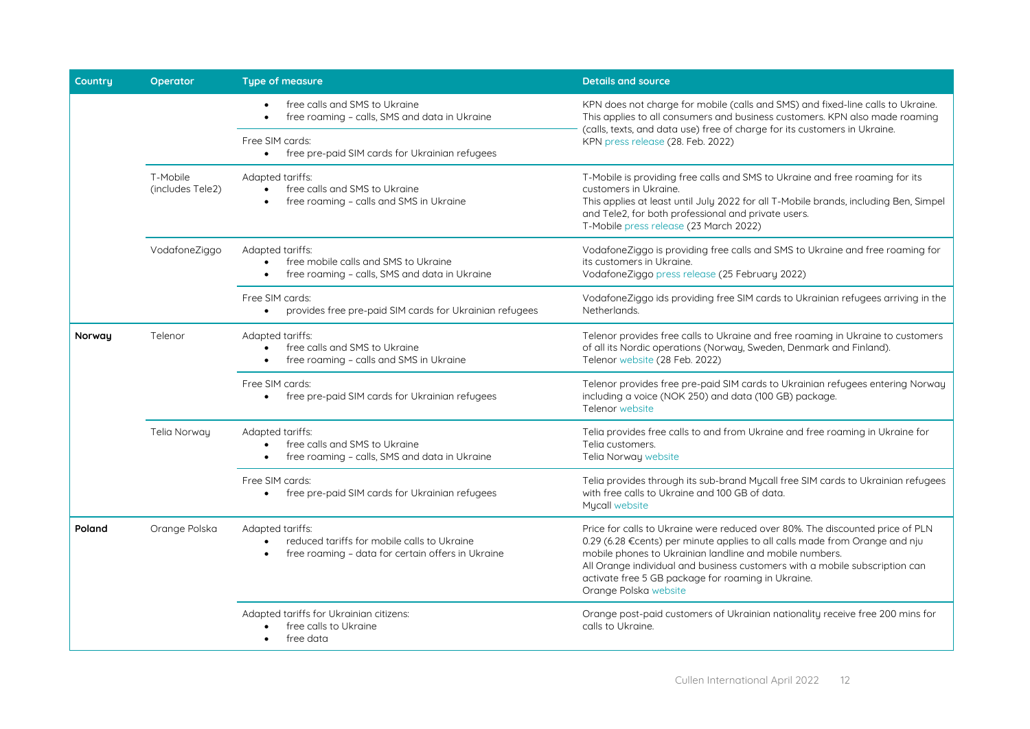| Country | Operator | Type of measure | Details and source |
|---|---|---|---|
| | | • free calls and SMS to Ukraine<br>• free roaming – calls, SMS and data in Ukraine | KPN does not charge for mobile (calls and SMS) and fixed-line calls to Ukraine. This applies to all consumers and business customers. KPN also made roaming (calls, texts, and data use) free of charge for its customers in Ukraine.<br>KPN press release (28. Feb. 2022) |
| | | Free SIM cards:<br>• free pre-paid SIM cards for Ukrainian refugees | |
| | T-Mobile (includes Tele2) | Adapted tariffs:<br>• free calls and SMS to Ukraine<br>• free roaming – calls and SMS in Ukraine | T-Mobile is providing free calls and SMS to Ukraine and free roaming for its customers in Ukraine.<br>This applies at least until July 2022 for all T-Mobile brands, including Ben, Simpel and Tele2, for both professional and private users.<br>T-Mobile press release (23 March 2022) |
| | VodafoneZiggo | Adapted tariffs:<br>• free mobile calls and SMS to Ukraine<br>• free roaming – calls, SMS and data in Ukraine | VodafoneZiggo is providing free calls and SMS to Ukraine and free roaming for its customers in Ukraine.<br>VodafoneZiggo press release (25 February 2022) |
| | | Free SIM cards:<br>• provides free pre-paid SIM cards for Ukrainian refugees | VodafoneZiggo ids providing free SIM cards to Ukrainian refugees arriving in the Netherlands. |
| **Norway** | Telenor | Adapted tariffs:<br>• free calls and SMS to Ukraine<br>• free roaming – calls and SMS in Ukraine | Telenor provides free calls to Ukraine and free roaming in Ukraine to customers of all its Nordic operations (Norway, Sweden, Denmark and Finland).<br>Telenor website (28 Feb. 2022) |
| | | Free SIM cards:<br>• free pre-paid SIM cards for Ukrainian refugees | Telenor provides free pre-paid SIM cards to Ukrainian refugees entering Norway including a voice (NOK 250) and data (100 GB) package.<br>Telenor website |
| | Telia Norway | Adapted tariffs:<br>• free calls and SMS to Ukraine<br>• free roaming – calls, SMS and data in Ukraine | Telia provides free calls to and from Ukraine and free roaming in Ukraine for Telia customers.<br>Telia Norway website |
| | | Free SIM cards:<br>• free pre-paid SIM cards for Ukrainian refugees | Telia provides through its sub-brand Mycall free SIM cards to Ukrainian refugees with free calls to Ukraine and 100 GB of data.<br>Mycall website |
| **Poland** | Orange Polska | Adapted tariffs:<br>• reduced tariffs for mobile calls to Ukraine<br>• free roaming – data for certain offers in Ukraine | Price for calls to Ukraine were reduced over 80%. The discounted price of PLN 0.29 (6.28 €cents) per minute applies to all calls made from Orange and nju mobile phones to Ukrainian landline and mobile numbers.<br>All Orange individual and business customers with a mobile subscription can activate free 5 GB package for roaming in Ukraine.<br>Orange Polska website |
| | | Adapted tariffs for Ukrainian citizens:<br>• free calls to Ukraine<br>• free data | Orange post-paid customers of Ukrainian nationality receive free 200 mins for calls to Ukraine. |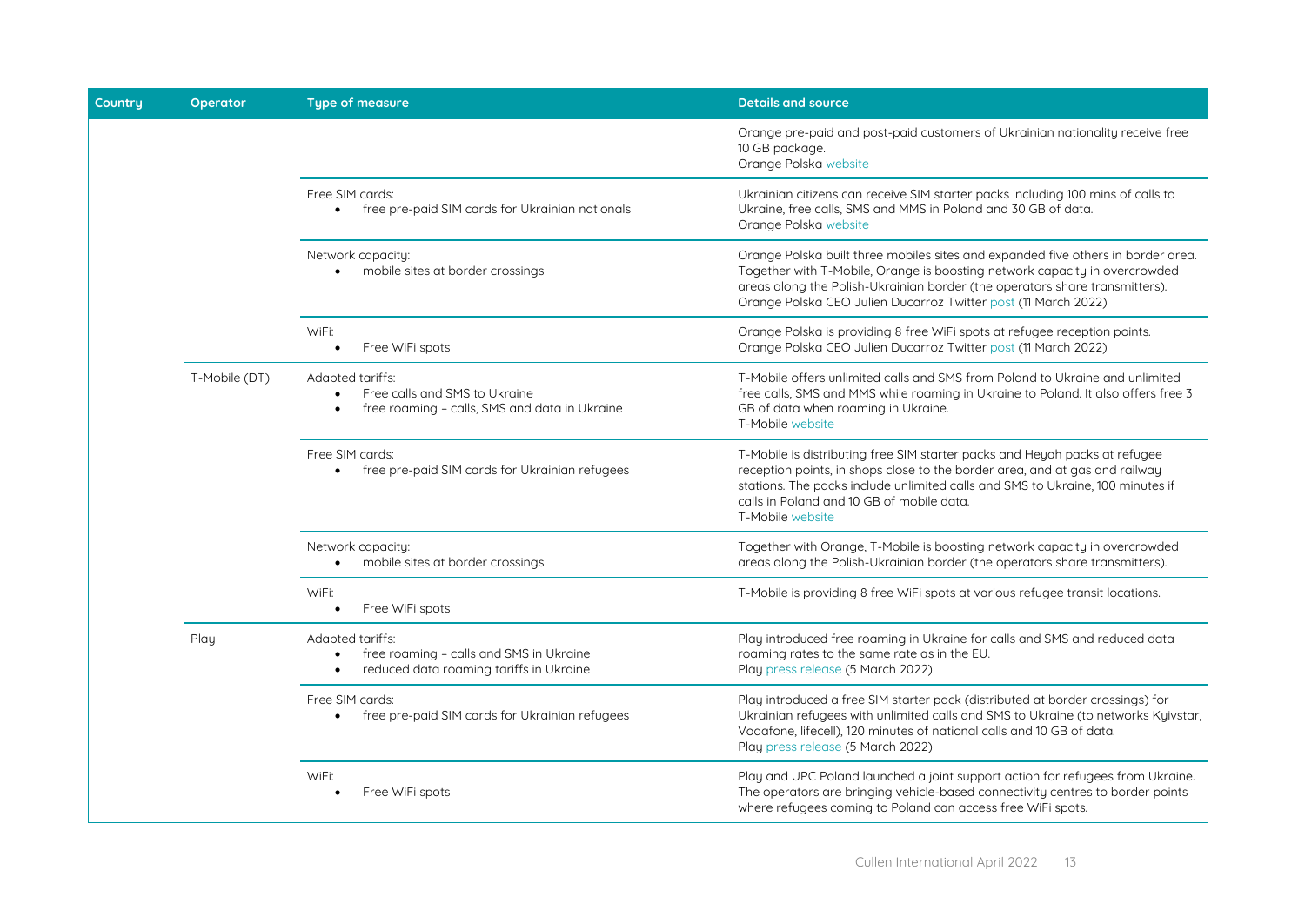| Country | Operator | Type of measure | Details and source |
|---|---|---|---|
| | | | Orange pre-paid and post-paid customers of Ukrainian nationality receive free 10 GB package.<br>Orange Polska website |
| | | Free SIM cards:<br>• free pre-paid SIM cards for Ukrainian nationals | Ukrainian citizens can receive SIM starter packs including 100 mins of calls to Ukraine, free calls, SMS and MMS in Poland and 30 GB of data.<br>Orange Polska website |
| | | Network capacity:<br>• mobile sites at border crossings | Orange Polska built three mobiles sites and expanded five others in border area. Together with T-Mobile, Orange is boosting network capacity in overcrowded areas along the Polish-Ukrainian border (the operators share transmitters).<br>Orange Polska CEO Julien Ducarroz Twitter post (11 March 2022) |
| | | WiFi:<br>• Free WiFi spots | Orange Polska is providing 8 free WiFi spots at refugee reception points.<br>Orange Polska CEO Julien Ducarroz Twitter post (11 March 2022) |
| | T-Mobile (DT) | Adapted tariffs:<br>• Free calls and SMS to Ukraine<br>• free roaming – calls, SMS and data in Ukraine | T-Mobile offers unlimited calls and SMS from Poland to Ukraine and unlimited free calls, SMS and MMS while roaming in Ukraine to Poland. It also offers free 3 GB of data when roaming in Ukraine.<br>T-Mobile website |
| | | Free SIM cards:<br>• free pre-paid SIM cards for Ukrainian refugees | T-Mobile is distributing free SIM starter packs and Heyah packs at refugee reception points, in shops close to the border area, and at gas and railway stations. The packs include unlimited calls and SMS to Ukraine, 100 minutes if calls in Poland and 10 GB of mobile data.<br>T-Mobile website |
| | | Network capacity:<br>• mobile sites at border crossings | Together with Orange, T-Mobile is boosting network capacity in overcrowded areas along the Polish-Ukrainian border (the operators share transmitters). |
| | | WiFi:<br>• Free WiFi spots | T-Mobile is providing 8 free WiFi spots at various refugee transit locations. |
| | Play | Adapted tariffs:<br>• free roaming – calls and SMS in Ukraine<br>• reduced data roaming tariffs in Ukraine | Play introduced free roaming in Ukraine for calls and SMS and reduced data roaming rates to the same rate as in the EU.<br>Play press release (5 March 2022) |
| | | Free SIM cards:<br>• free pre-paid SIM cards for Ukrainian refugees | Play introduced a free SIM starter pack (distributed at border crossings) for Ukrainian refugees with unlimited calls and SMS to Ukraine (to networks Kyivstar, Vodafone, lifecell), 120 minutes of national calls and 10 GB of data.<br>Play press release (5 March 2022) |
| | | WiFi:<br>• Free WiFi spots | Play and UPC Poland launched a joint support action for refugees from Ukraine. The operators are bringing vehicle-based connectivity centres to border points where refugees coming to Poland can access free WiFi spots. |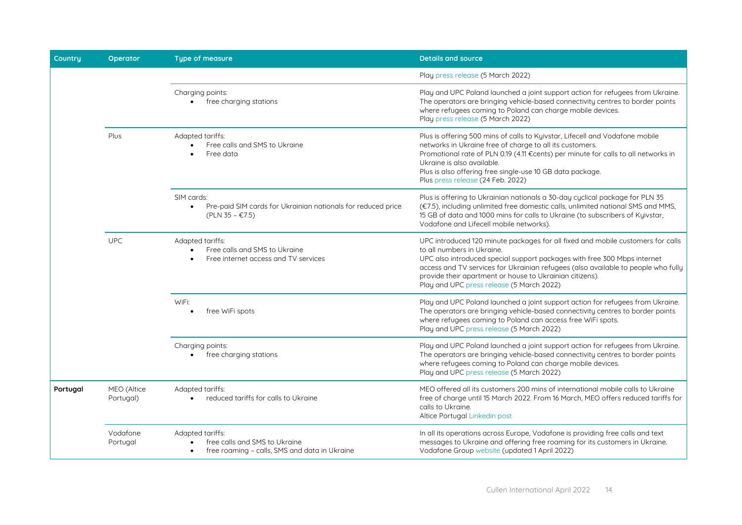| Country | Operator | Type of measure | Details and source |
|---|---|---|---|
| | | | Play press release (5 March 2022) |
| | | Charging points:<br>• free charging stations | Play and UPC Poland launched a joint support action for refugees from Ukraine. The operators are bringing vehicle-based connectivity centres to border points where refugees coming to Poland can charge mobile devices.<br>Play press release (5 March 2022) |
| | Plus | Adapted tariffs:<br>• Free calls and SMS to Ukraine<br>• Free data | Plus is offering 500 mins of calls to Kyivstar, Lifecell and Vodafone mobile networks in Ukraine free of charge to all its customers.<br>Promotional rate of PLN 0.19 (4.11 €cents) per minute for calls to all networks in Ukraine is also available.<br>Plus is also offering free single-use 10 GB data package.<br>Plus press release (24 Feb. 2022) |
| | | SIM cards:<br>• Pre-paid SIM cards for Ukrainian nationals for reduced price (PLN 35 – €7.5) | Plus is offering to Ukrainian nationals a 30-day cyclical package for PLN 35 (€7.5), including unlimited free domestic calls, unlimited national SMS and MMS, 15 GB of data and 1000 mins for calls to Ukraine (to subscribers of Kyivstar, Vodafone and Lifecell mobile networks). |
| | UPC | Adapted tariffs:<br>• Free calls and SMS to Ukraine<br>• Free internet access and TV services | UPC introduced 120 minute packages for all fixed and mobile customers for calls to all numbers in Ukraine.<br>UPC also introduced special support packages with free 300 Mbps internet access and TV services for Ukrainian refugees (also available to people who fully provide their apartment or house to Ukrainian citizens).<br>Play and UPC press release (5 March 2022) |
| | | WiFi:<br>• free WiFi spots | Play and UPC Poland launched a joint support action for refugees from Ukraine. The operators are bringing vehicle-based connectivity centres to border points where refugees coming to Poland can access free WiFi spots.<br>Play and UPC press release (5 March 2022) |
| | | Charging points:<br>• free charging stations | Play and UPC Poland launched a joint support action for refugees from Ukraine. The operators are bringing vehicle-based connectivity centres to border points where refugees coming to Poland can charge mobile devices.<br>Play and UPC press release (5 March 2022) |
| **Portugal** | MEO (Altice Portugal) | Adapted tariffs:<br>• reduced tariffs for calls to Ukraine | MEO offered all its customers 200 mins of international mobile calls to Ukraine free of charge until 15 March 2022. From 16 March, MEO offers reduced tariffs for calls to Ukraine.<br>Altice Portugal Linkedin post |
| | Vodafone Portugal | Adapted tariffs:<br>• free calls and SMS to Ukraine<br>• free roaming – calls, SMS and data in Ukraine | In all its operations across Europe, Vodafone is providing free calls and text messages to Ukraine and offering free roaming for its customers in Ukraine.<br>Vodafone Group website (updated 1 April 2022) |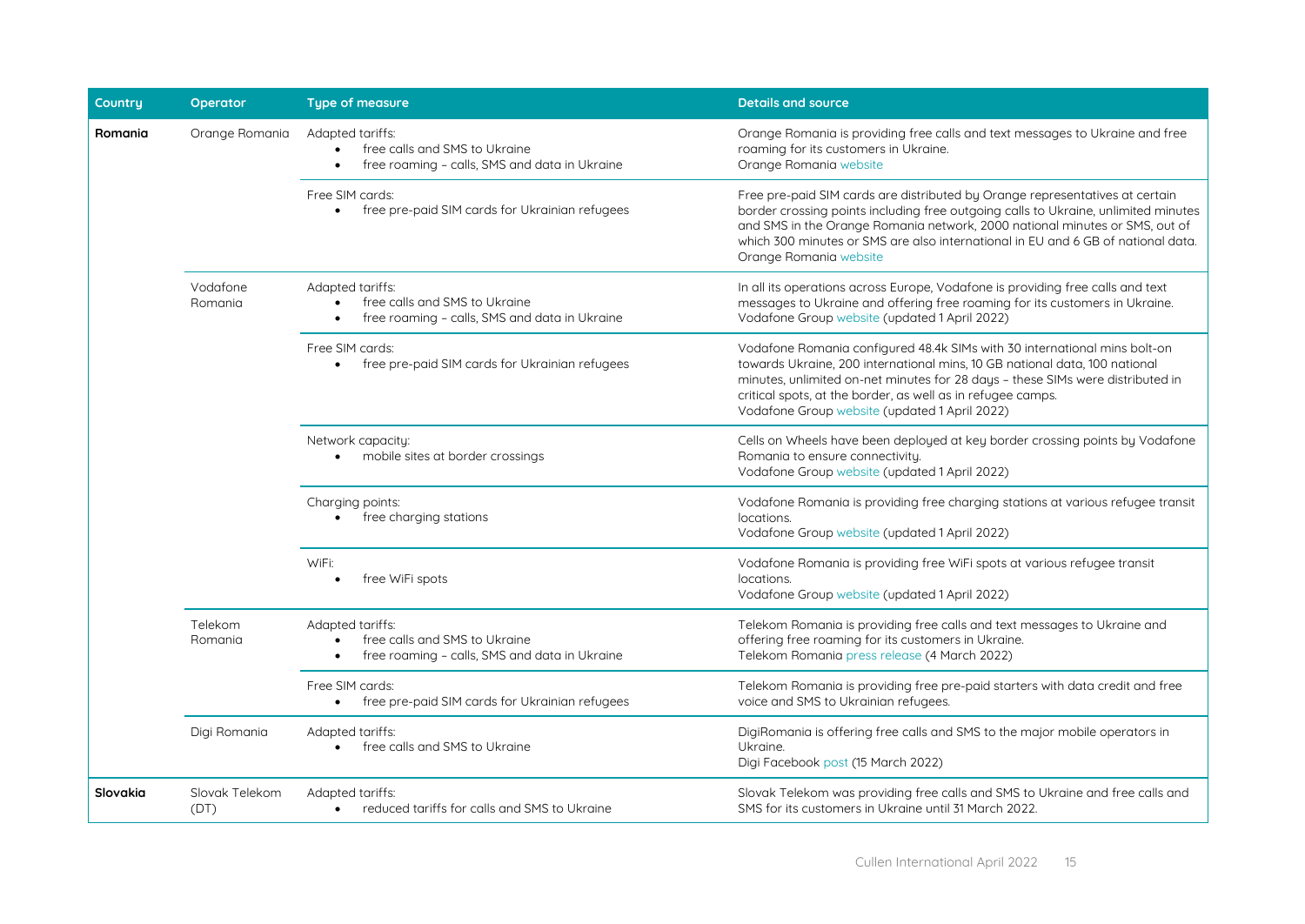| Country | Operator | Type of measure | Details and source |
|---|---|---|---|
| **Romania** | Orange Romania | Adapted tariffs:<br>• free calls and SMS to Ukraine<br>• free roaming – calls, SMS and data in Ukraine | Orange Romania is providing free calls and text messages to Ukraine and free roaming for its customers in Ukraine.<br>Orange Romania website |
| | | Free SIM cards:<br>• free pre-paid SIM cards for Ukrainian refugees | Free pre-paid SIM cards are distributed by Orange representatives at certain border crossing points including free outgoing calls to Ukraine, unlimited minutes and SMS in the Orange Romania network, 2000 national minutes or SMS, out of which 300 minutes or SMS are also international in EU and 6 GB of national data.<br>Orange Romania website |
| | Vodafone Romania | Adapted tariffs:<br>• free calls and SMS to Ukraine<br>• free roaming – calls, SMS and data in Ukraine | In all its operations across Europe, Vodafone is providing free calls and text messages to Ukraine and offering free roaming for its customers in Ukraine.<br>Vodafone Group website (updated 1 April 2022) |
| | | Free SIM cards:<br>• free pre-paid SIM cards for Ukrainian refugees | Vodafone Romania configured 48.4k SIMs with 30 international mins bolt-on towards Ukraine, 200 international mins, 10 GB national data, 100 national minutes, unlimited on-net minutes for 28 days – these SIMs were distributed in critical spots, at the border, as well as in refugee camps.<br>Vodafone Group website (updated 1 April 2022) |
| | | Network capacity:<br>• mobile sites at border crossings | Cells on Wheels have been deployed at key border crossing points by Vodafone Romania to ensure connectivity.<br>Vodafone Group website (updated 1 April 2022) |
| | | Charging points:<br>• free charging stations | Vodafone Romania is providing free charging stations at various refugee transit locations.<br>Vodafone Group website (updated 1 April 2022) |
| | | WiFi:<br>• free WiFi spots | Vodafone Romania is providing free WiFi spots at various refugee transit locations.<br>Vodafone Group website (updated 1 April 2022) |
| | Telekom Romania | Adapted tariffs:<br>• free calls and SMS to Ukraine<br>• free roaming – calls, SMS and data in Ukraine | Telekom Romania is providing free calls and text messages to Ukraine and offering free roaming for its customers in Ukraine.<br>Telekom Romania press release (4 March 2022) |
| | | Free SIM cards:<br>• free pre-paid SIM cards for Ukrainian refugees | Telekom Romania is providing free pre-paid starters with data credit and free voice and SMS to Ukrainian refugees. |
| | Digi Romania | Adapted tariffs:<br>• free calls and SMS to Ukraine | DigiRomania is offering free calls and SMS to the major mobile operators in Ukraine.<br>Digi Facebook post (15 March 2022) |
| **Slovakia** | Slovak Telekom (DT) | Adapted tariffs:<br>• reduced tariffs for calls and SMS to Ukraine | Slovak Telekom was providing free calls and SMS to Ukraine and free calls and SMS for its customers in Ukraine until 31 March 2022. |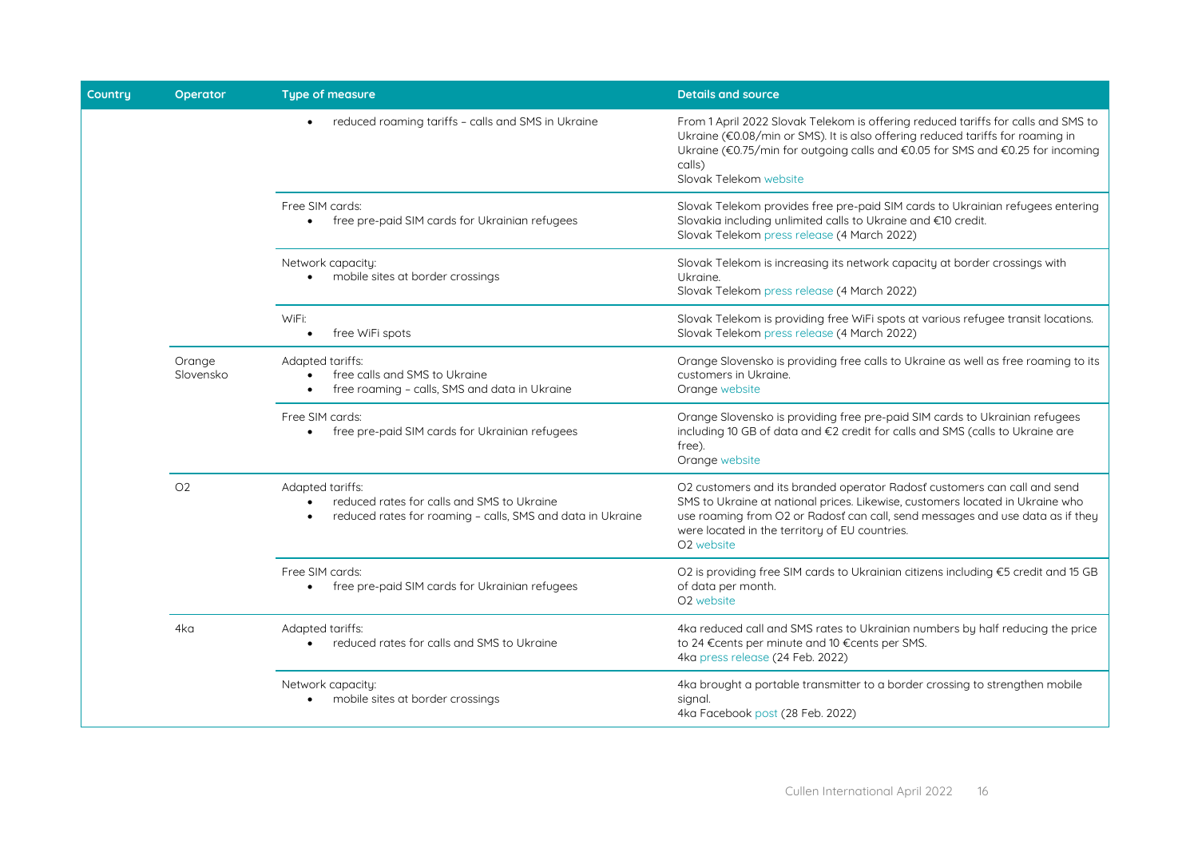| Country | Operator | Type of measure | Details and source |
|---|---|---|---|
| | | • reduced roaming tariffs – calls and SMS in Ukraine | From 1 April 2022 Slovak Telekom is offering reduced tariffs for calls and SMS to Ukraine (€0.08/min or SMS). It is also offering reduced tariffs for roaming in Ukraine (€0.75/min for outgoing calls and €0.05 for SMS and €0.25 for incoming calls)<br>Slovak Telekom website |
| | | Free SIM cards:<br>• free pre-paid SIM cards for Ukrainian refugees | Slovak Telekom provides free pre-paid SIM cards to Ukrainian refugees entering Slovakia including unlimited calls to Ukraine and €10 credit.<br>Slovak Telekom press release (4 March 2022) |
| | | Network capacity:<br>• mobile sites at border crossings | Slovak Telekom is increasing its network capacity at border crossings with Ukraine.<br>Slovak Telekom press release (4 March 2022) |
| | | WiFi:<br>• free WiFi spots | Slovak Telekom is providing free WiFi spots at various refugee transit locations.<br>Slovak Telekom press release (4 March 2022) |
| | Orange Slovensko | Adapted tariffs:<br>• free calls and SMS to Ukraine<br>• free roaming – calls, SMS and data in Ukraine | Orange Slovensko is providing free calls to Ukraine as well as free roaming to its customers in Ukraine.<br>Orange website |
| | | Free SIM cards:<br>• free pre-paid SIM cards for Ukrainian refugees | Orange Slovensko is providing free pre-paid SIM cards to Ukrainian refugees including 10 GB of data and €2 credit for calls and SMS (calls to Ukraine are free).<br>Orange website |
| | O2 | Adapted tariffs:<br>• reduced rates for calls and SMS to Ukraine<br>• reduced rates for roaming – calls, SMS and data in Ukraine | O2 customers and its branded operator Radosť customers can call and send SMS to Ukraine at national prices. Likewise, customers located in Ukraine who use roaming from O2 or Radosť can call, send messages and use data as if they were located in the territory of EU countries.<br>O2 website |
| | | Free SIM cards:<br>• free pre-paid SIM cards for Ukrainian refugees | O2 is providing free SIM cards to Ukrainian citizens including €5 credit and 15 GB of data per month.<br>O2 website |
| | 4ka | Adapted tariffs:<br>• reduced rates for calls and SMS to Ukraine | 4ka reduced call and SMS rates to Ukrainian numbers by half reducing the price to 24 €cents per minute and 10 €cents per SMS.<br>4ka press release (24 Feb. 2022) |
| | | Network capacity:<br>• mobile sites at border crossings | 4ka brought a portable transmitter to a border crossing to strengthen mobile signal.<br>4ka Facebook post (28 Feb. 2022) |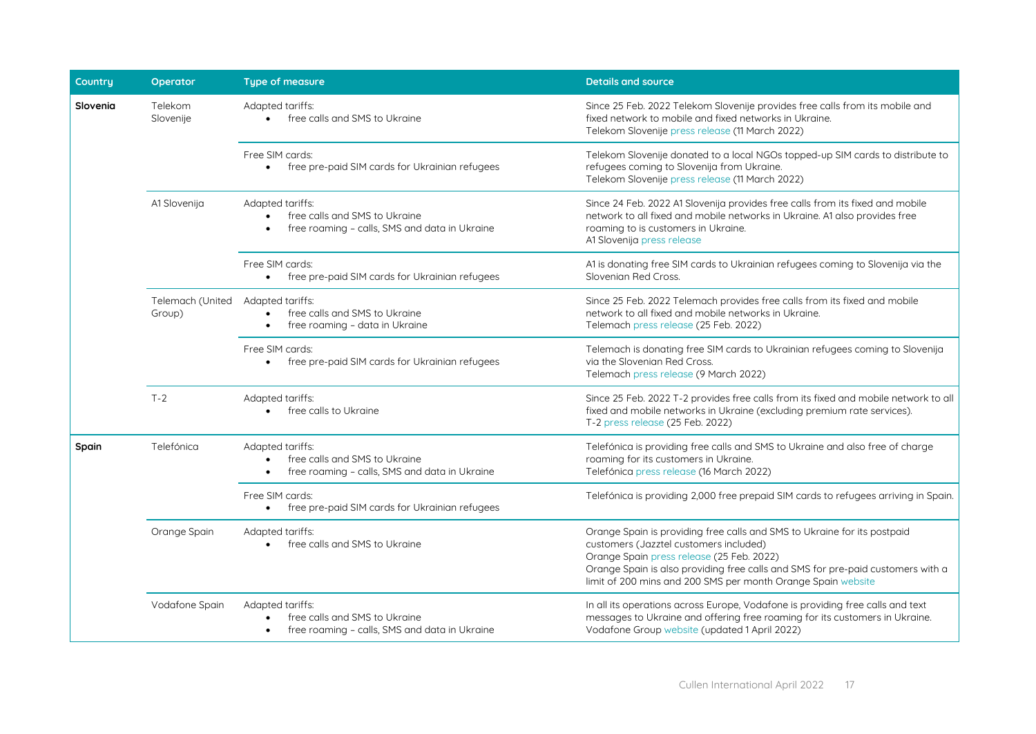| Country | Operator | Type of measure | Details and source |
|---|---|---|---|
| **Slovenia** | Telekom Slovenije | Adapted tariffs:<br>• free calls and SMS to Ukraine | Since 25 Feb. 2022 Telekom Slovenije provides free calls from its mobile and fixed network to mobile and fixed networks in Ukraine.<br>Telekom Slovenije press release (11 March 2022) |
| | | Free SIM cards:<br>• free pre-paid SIM cards for Ukrainian refugees | Telekom Slovenije donated to a local NGOs topped-up SIM cards to distribute to refugees coming to Slovenija from Ukraine.<br>Telekom Slovenije press release (11 March 2022) |
| | A1 Slovenija | Adapted tariffs:<br>• free calls and SMS to Ukraine<br>• free roaming – calls, SMS and data in Ukraine | Since 24 Feb. 2022 A1 Slovenija provides free calls from its fixed and mobile network to all fixed and mobile networks in Ukraine. A1 also provides free roaming to is customers in Ukraine.<br>A1 Slovenija press release |
| | | Free SIM cards:<br>• free pre-paid SIM cards for Ukrainian refugees | A1 is donating free SIM cards to Ukrainian refugees coming to Slovenija via the Slovenian Red Cross. |
| | Telemach (United Group) | Adapted tariffs:<br>• free calls and SMS to Ukraine<br>• free roaming – data in Ukraine | Since 25 Feb. 2022 Telemach provides free calls from its fixed and mobile network to all fixed and mobile networks in Ukraine.<br>Telemach press release (25 Feb. 2022) |
| | | Free SIM cards:<br>• free pre-paid SIM cards for Ukrainian refugees | Telemach is donating free SIM cards to Ukrainian refugees coming to Slovenija via the Slovenian Red Cross.<br>Telemach press release (9 March 2022) |
| | T-2 | Adapted tariffs:<br>• free calls to Ukraine | Since 25 Feb. 2022 T-2 provides free calls from its fixed and mobile network to all fixed and mobile networks in Ukraine (excluding premium rate services).<br>T-2 press release (25 Feb. 2022) |
| **Spain** | Telefónica | Adapted tariffs:<br>• free calls and SMS to Ukraine<br>• free roaming – calls, SMS and data in Ukraine | Telefónica is providing free calls and SMS to Ukraine and also free of charge roaming for its customers in Ukraine.<br>Telefónica press release (16 March 2022) |
| | | Free SIM cards:<br>• free pre-paid SIM cards for Ukrainian refugees | Telefónica is providing 2,000 free prepaid SIM cards to refugees arriving in Spain. |
| | Orange Spain | Adapted tariffs:<br>• free calls and SMS to Ukraine | Orange Spain is providing free calls and SMS to Ukraine for its postpaid customers (Jazztel customers included)<br>Orange Spain press release (25 Feb. 2022)<br>Orange Spain is also providing free calls and SMS for pre-paid customers with a limit of 200 mins and 200 SMS per month Orange Spain website |
| | Vodafone Spain | Adapted tariffs:<br>• free calls and SMS to Ukraine<br>• free roaming – calls, SMS and data in Ukraine | In all its operations across Europe, Vodafone is providing free calls and text messages to Ukraine and offering free roaming for its customers in Ukraine.<br>Vodafone Group website (updated 1 April 2022) |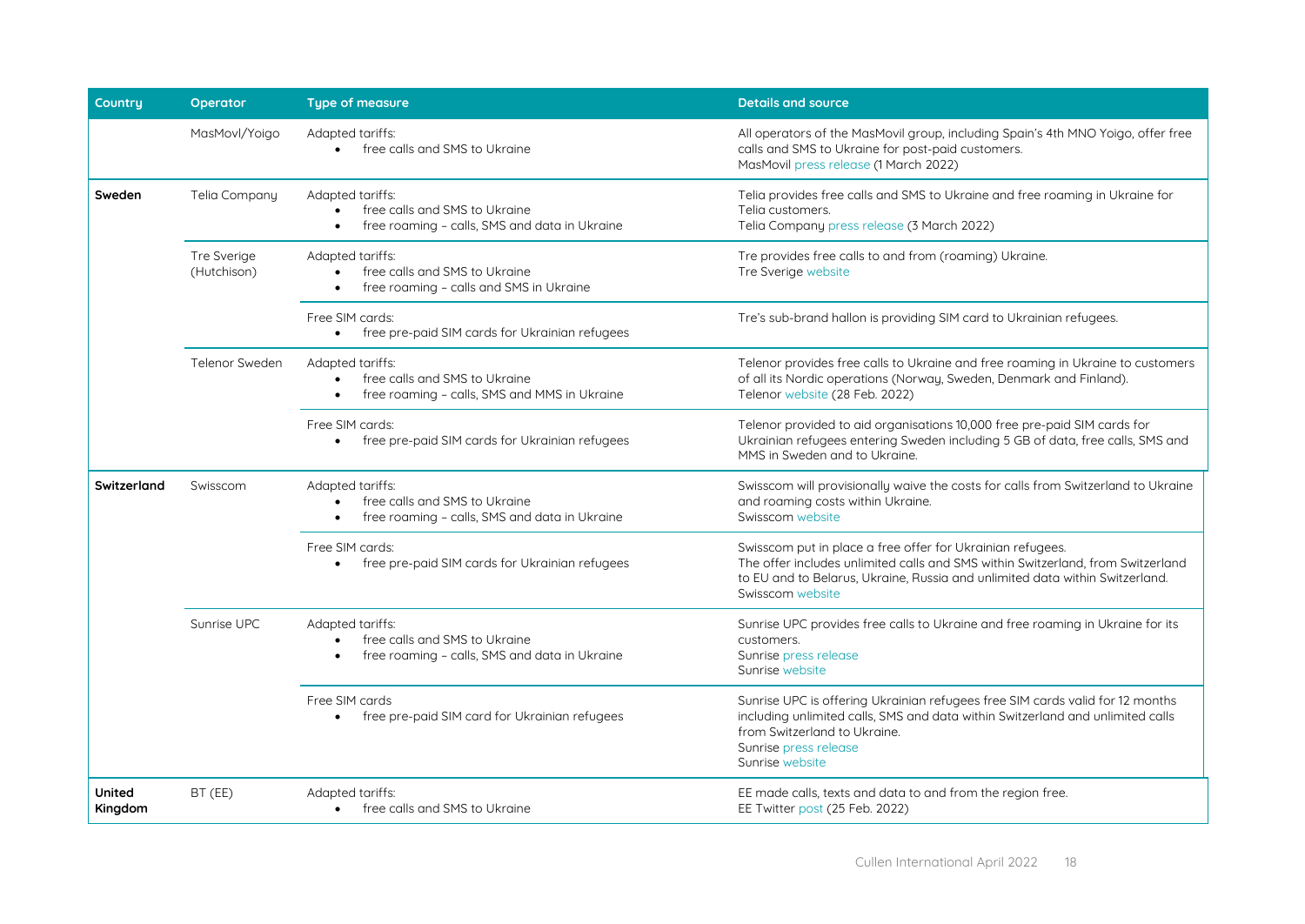| Country | Operator | Type of measure | Details and source |
|---|---|---|---|
| | MasMovl/Yoigo | Adapted tariffs:<br>• free calls and SMS to Ukraine | All operators of the MasMovil group, including Spain's 4th MNO Yoigo, offer free calls and SMS to Ukraine for post-paid customers.<br>MasMovil press release (1 March 2022) |
| **Sweden** | Telia Company | Adapted tariffs:<br>• free calls and SMS to Ukraine<br>• free roaming – calls, SMS and data in Ukraine | Telia provides free calls and SMS to Ukraine and free roaming in Ukraine for Telia customers.<br>Telia Company press release (3 March 2022) |
| | Tre Sverige (Hutchison) | Adapted tariffs:<br>• free calls and SMS to Ukraine<br>• free roaming – calls and SMS in Ukraine | Tre provides free calls to and from (roaming) Ukraine.<br>Tre Sverige website |
| | | Free SIM cards:<br>• free pre-paid SIM cards for Ukrainian refugees | Tre's sub-brand hallon is providing SIM card to Ukrainian refugees. |
| | Telenor Sweden | Adapted tariffs:<br>• free calls and SMS to Ukraine<br>• free roaming – calls, SMS and MMS in Ukraine | Telenor provides free calls to Ukraine and free roaming in Ukraine to customers of all its Nordic operations (Norway, Sweden, Denmark and Finland).<br>Telenor website (28 Feb. 2022) |
| | | Free SIM cards:<br>• free pre-paid SIM cards for Ukrainian refugees | Telenor provided to aid organisations 10,000 free pre-paid SIM cards for Ukrainian refugees entering Sweden including 5 GB of data, free calls, SMS and MMS in Sweden and to Ukraine. |
| **Switzerland** | Swisscom | Adapted tariffs:<br>• free calls and SMS to Ukraine<br>• free roaming – calls, SMS and data in Ukraine | Swisscom will provisionally waive the costs for calls from Switzerland to Ukraine and roaming costs within Ukraine.<br>Swisscom website |
| | | Free SIM cards:<br>• free pre-paid SIM cards for Ukrainian refugees | Swisscom put in place a free offer for Ukrainian refugees.<br>The offer includes unlimited calls and SMS within Switzerland, from Switzerland to EU and to Belarus, Ukraine, Russia and unlimited data within Switzerland.<br>Swisscom website |
| | Sunrise UPC | Adapted tariffs:<br>• free calls and SMS to Ukraine<br>• free roaming – calls, SMS and data in Ukraine | Sunrise UPC provides free calls to Ukraine and free roaming in Ukraine for its customers.<br>Sunrise press release<br>Sunrise website |
| | | Free SIM cards<br>• free pre-paid SIM card for Ukrainian refugees | Sunrise UPC is offering Ukrainian refugees free SIM cards valid for 12 months including unlimited calls, SMS and data within Switzerland and unlimited calls from Switzerland to Ukraine.<br>Sunrise press release<br>Sunrise website |
| **United Kingdom** | BT (EE) | Adapted tariffs:<br>• free calls and SMS to Ukraine | EE made calls, texts and data to and from the region free.<br>EE Twitter post (25 Feb. 2022) |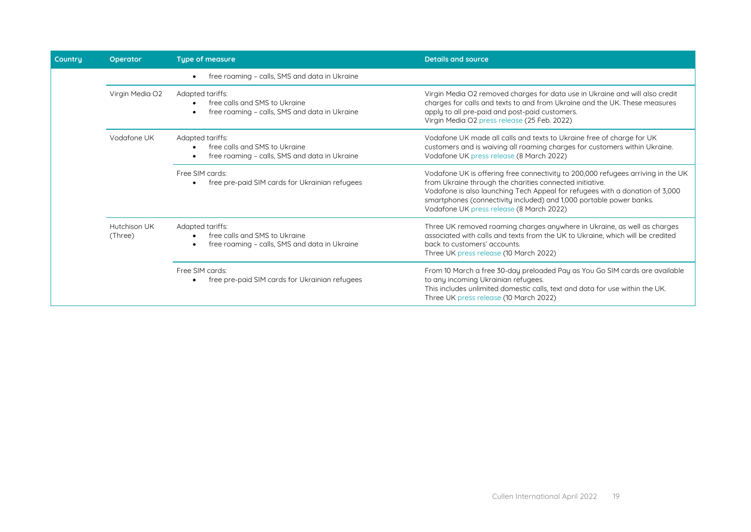| Country | Operator | Type of measure | Details and source |
| --- | --- | --- | --- |
| | | • free roaming – calls, SMS and data in Ukraine | |
| | Virgin Media O2 | Adapted tariffs:<br>• free calls and SMS to Ukraine<br>• free roaming – calls, SMS and data in Ukraine | Virgin Media O2 removed charges for data use in Ukraine and will also credit charges for calls and texts to and from Ukraine and the UK. These measures apply to all pre-paid and post-paid customers.<br>Virgin Media O2 press release (25 Feb. 2022) |
| | Vodafone UK | Adapted tariffs:<br>• free calls and SMS to Ukraine<br>• free roaming – calls, SMS and data in Ukraine | Vodafone UK made all calls and texts to Ukraine free of charge for UK customers and is waiving all roaming charges for customers within Ukraine.<br>Vodafone UK press release (8 March 2022) |
| | | Free SIM cards:<br>• free pre-paid SIM cards for Ukrainian refugees | Vodafone UK is offering free connectivity to 200,000 refugees arriving in the UK from Ukraine through the charities connected initiative.<br>Vodafone is also launching Tech Appeal for refugees with a donation of 3,000 smartphones (connectivity included) and 1,000 portable power banks.<br>Vodafone UK press release (8 March 2022) |
| | Hutchison UK (Three) | Adapted tariffs:<br>• free calls and SMS to Ukraine<br>• free roaming – calls, SMS and data in Ukraine | Three UK removed roaming charges anywhere in Ukraine, as well as charges associated with calls and texts from the UK to Ukraine, which will be credited back to customers' accounts.<br>Three UK press release (10 March 2022) |
| | | Free SIM cards:<br>• free pre-paid SIM cards for Ukrainian refugees | From 10 March a free 30-day preloaded Pay as You Go SIM cards are available to any incoming Ukrainian refugees.<br>This includes unlimited domestic calls, text and data for use within the UK.<br>Three UK press release (10 March 2022) |